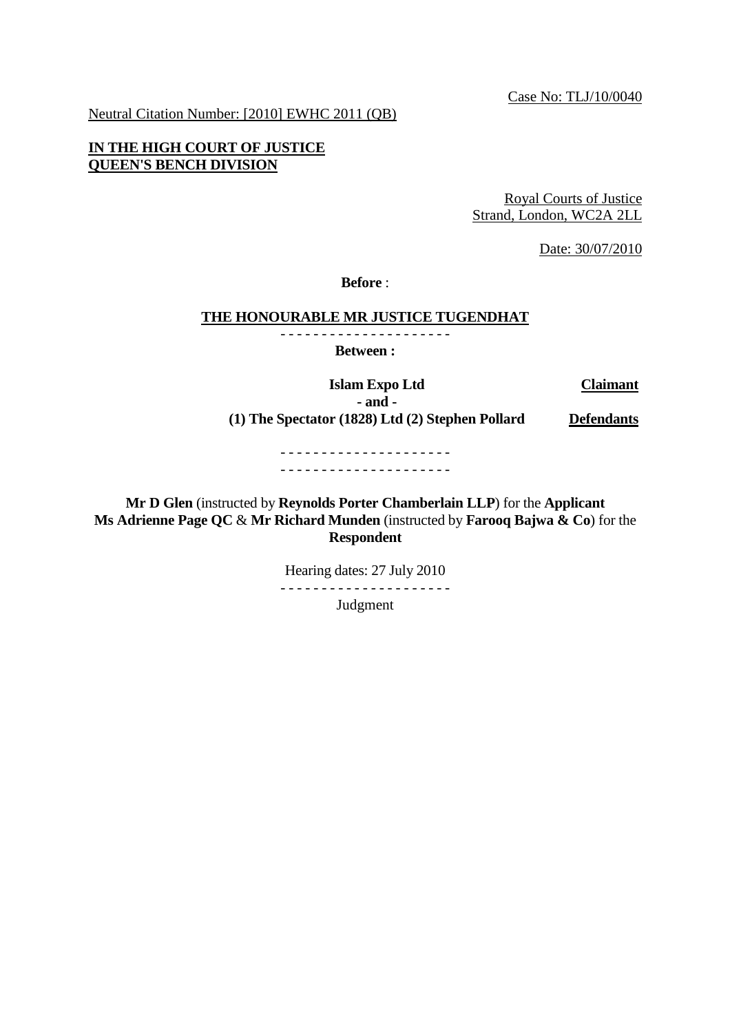Case No: TLJ/10/0040

Neutral Citation Number: [2010] EWHC 2011 (QB)

**IN THE HIGH COURT OF JUSTICE**
**QUEEN'S BENCH DIVISION**

Royal Courts of Justice
Strand, London, WC2A 2LL

Date: 30/07/2010

**Before** :

**THE HONOURABLE MR JUSTICE TUGENDHAT**

- - - - - - - - - - - - - - - - - - - - -

**Between :**

| | |
|---|---|
| **Islam Expo Ltd** | **Claimant** |
| **- and -** | |
| **(1) The Spectator (1828) Ltd (2) Stephen Pollard** | **Defendants** |

- - - - - - - - - - - - - - - - - - - - -

- - - - - - - - - - - - - - - - - - - - -

**Mr D Glen** (instructed by **Reynolds Porter Chamberlain LLP**) for the **Applicant**
**Ms Adrienne Page QC** & **Mr Richard Munden** (instructed by **Farooq Bajwa & Co**) for the **Respondent**

Hearing dates: 27 July 2010

- - - - - - - - - - - - - - - - - - - - -

Judgment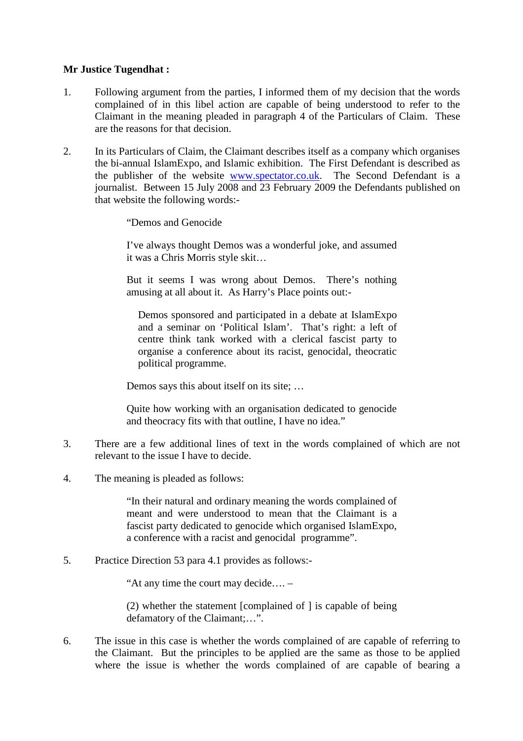**Mr Justice Tugendhat :**

1. Following argument from the parties, I informed them of my decision that the words complained of in this libel action are capable of being understood to refer to the Claimant in the meaning pleaded in paragraph 4 of the Particulars of Claim. These are the reasons for that decision.

2. In its Particulars of Claim, the Claimant describes itself as a company which organises the bi-annual IslamExpo, and Islamic exhibition. The First Defendant is described as the publisher of the website www.spectator.co.uk. The Second Defendant is a journalist. Between 15 July 2008 and 23 February 2009 the Defendants published on that website the following words:-

   > "Demos and Genocide
   >
   > I've always thought Demos was a wonderful joke, and assumed it was a Chris Morris style skit…
   >
   > But it seems I was wrong about Demos. There's nothing amusing at all about it. As Harry's Place points out:-
   >
   > > Demos sponsored and participated in a debate at IslamExpo and a seminar on 'Political Islam'. That's right: a left of centre think tank worked with a clerical fascist party to organise a conference about its racist, genocidal, theocratic political programme.
   >
   > Demos says this about itself on its site; …
   >
   > Quite how working with an organisation dedicated to genocide and theocracy fits with that outline, I have no idea."

3. There are a few additional lines of text in the words complained of which are not relevant to the issue I have to decide.

4. The meaning is pleaded as follows:

   > "In their natural and ordinary meaning the words complained of meant and were understood to mean that the Claimant is a fascist party dedicated to genocide which organised IslamExpo, a conference with a racist and genocidal programme".

5. Practice Direction 53 para 4.1 provides as follows:-

   > "At any time the court may decide…. –
   >
   > (2) whether the statement [complained of ] is capable of being defamatory of the Claimant;…".

6. The issue in this case is whether the words complained of are capable of referring to the Claimant. But the principles to be applied are the same as those to be applied where the issue is whether the words complained of are capable of bearing a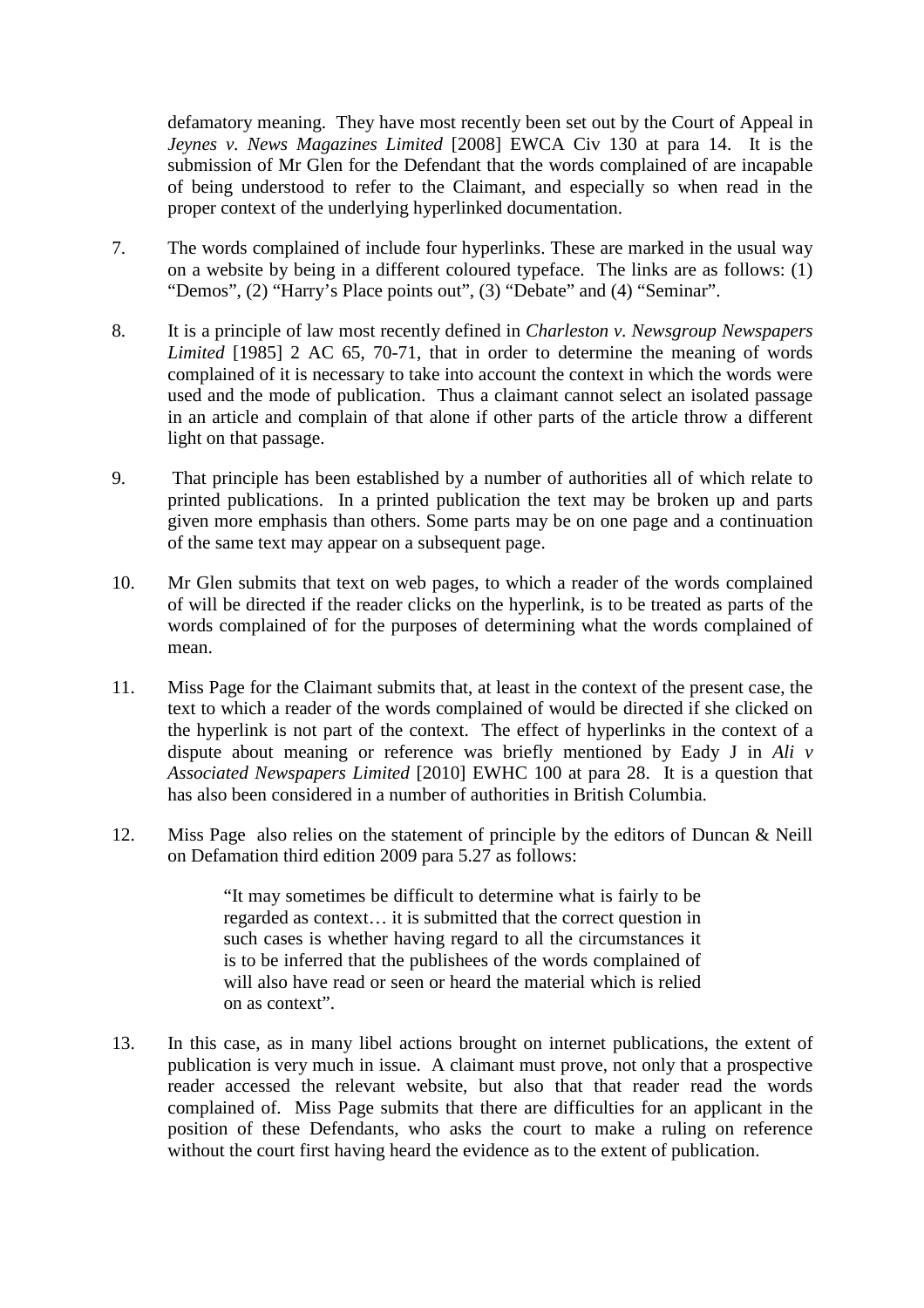defamatory meaning. They have most recently been set out by the Court of Appeal in *Jeynes v. News Magazines Limited* [2008] EWCA Civ 130 at para 14. It is the submission of Mr Glen for the Defendant that the words complained of are incapable of being understood to refer to the Claimant, and especially so when read in the proper context of the underlying hyperlinked documentation.

7. The words complained of include four hyperlinks. These are marked in the usual way on a website by being in a different coloured typeface. The links are as follows: (1) "Demos", (2) "Harry's Place points out", (3) "Debate" and (4) "Seminar".

8. It is a principle of law most recently defined in *Charleston v. Newsgroup Newspapers Limited* [1985] 2 AC 65, 70-71, that in order to determine the meaning of words complained of it is necessary to take into account the context in which the words were used and the mode of publication. Thus a claimant cannot select an isolated passage in an article and complain of that alone if other parts of the article throw a different light on that passage.

9. That principle has been established by a number of authorities all of which relate to printed publications. In a printed publication the text may be broken up and parts given more emphasis than others. Some parts may be on one page and a continuation of the same text may appear on a subsequent page.

10. Mr Glen submits that text on web pages, to which a reader of the words complained of will be directed if the reader clicks on the hyperlink, is to be treated as parts of the words complained of for the purposes of determining what the words complained of mean.

11. Miss Page for the Claimant submits that, at least in the context of the present case, the text to which a reader of the words complained of would be directed if she clicked on the hyperlink is not part of the context. The effect of hyperlinks in the context of a dispute about meaning or reference was briefly mentioned by Eady J in *Ali v Associated Newspapers Limited* [2010] EWHC 100 at para 28. It is a question that has also been considered in a number of authorities in British Columbia.

12. Miss Page also relies on the statement of principle by the editors of Duncan & Neill on Defamation third edition 2009 para 5.27 as follows:

> "It may sometimes be difficult to determine what is fairly to be regarded as context… it is submitted that the correct question in such cases is whether having regard to all the circumstances it is to be inferred that the publishees of the words complained of will also have read or seen or heard the material which is relied on as context".

13. In this case, as in many libel actions brought on internet publications, the extent of publication is very much in issue. A claimant must prove, not only that a prospective reader accessed the relevant website, but also that that reader read the words complained of. Miss Page submits that there are difficulties for an applicant in the position of these Defendants, who asks the court to make a ruling on reference without the court first having heard the evidence as to the extent of publication.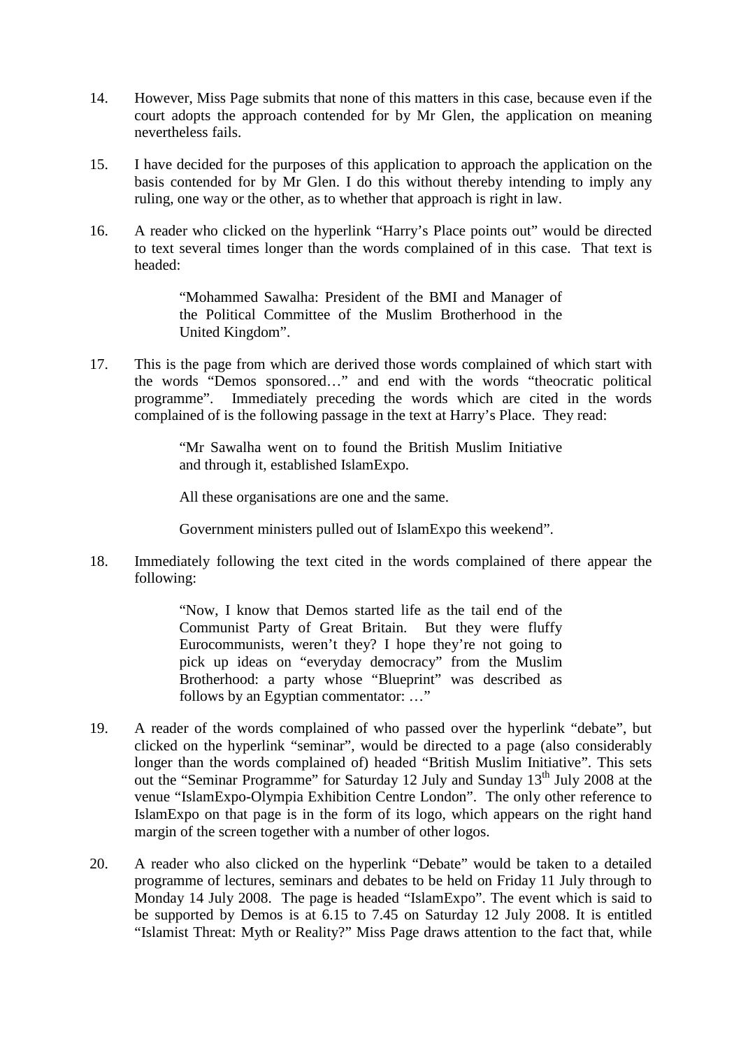14. However, Miss Page submits that none of this matters in this case, because even if the court adopts the approach contended for by Mr Glen, the application on meaning nevertheless fails.

15. I have decided for the purposes of this application to approach the application on the basis contended for by Mr Glen. I do this without thereby intending to imply any ruling, one way or the other, as to whether that approach is right in law.

16. A reader who clicked on the hyperlink "Harry's Place points out" would be directed to text several times longer than the words complained of in this case. That text is headed:

> "Mohammed Sawalha: President of the BMI and Manager of the Political Committee of the Muslim Brotherhood in the United Kingdom".

17. This is the page from which are derived those words complained of which start with the words "Demos sponsored…" and end with the words "theocratic political programme". Immediately preceding the words which are cited in the words complained of is the following passage in the text at Harry's Place. They read:

> "Mr Sawalha went on to found the British Muslim Initiative and through it, established IslamExpo.
>
> All these organisations are one and the same.
>
> Government ministers pulled out of IslamExpo this weekend".

18. Immediately following the text cited in the words complained of there appear the following:

> "Now, I know that Demos started life as the tail end of the Communist Party of Great Britain. But they were fluffy Eurocommunists, weren't they? I hope they're not going to pick up ideas on "everyday democracy" from the Muslim Brotherhood: a party whose "Blueprint" was described as follows by an Egyptian commentator: …"

19. A reader of the words complained of who passed over the hyperlink "debate", but clicked on the hyperlink "seminar", would be directed to a page (also considerably longer than the words complained of) headed "British Muslim Initiative". This sets out the "Seminar Programme" for Saturday 12 July and Sunday 13th July 2008 at the venue "IslamExpo-Olympia Exhibition Centre London". The only other reference to IslamExpo on that page is in the form of its logo, which appears on the right hand margin of the screen together with a number of other logos.

20. A reader who also clicked on the hyperlink "Debate" would be taken to a detailed programme of lectures, seminars and debates to be held on Friday 11 July through to Monday 14 July 2008. The page is headed "IslamExpo". The event which is said to be supported by Demos is at 6.15 to 7.45 on Saturday 12 July 2008. It is entitled "Islamist Threat: Myth or Reality?" Miss Page draws attention to the fact that, while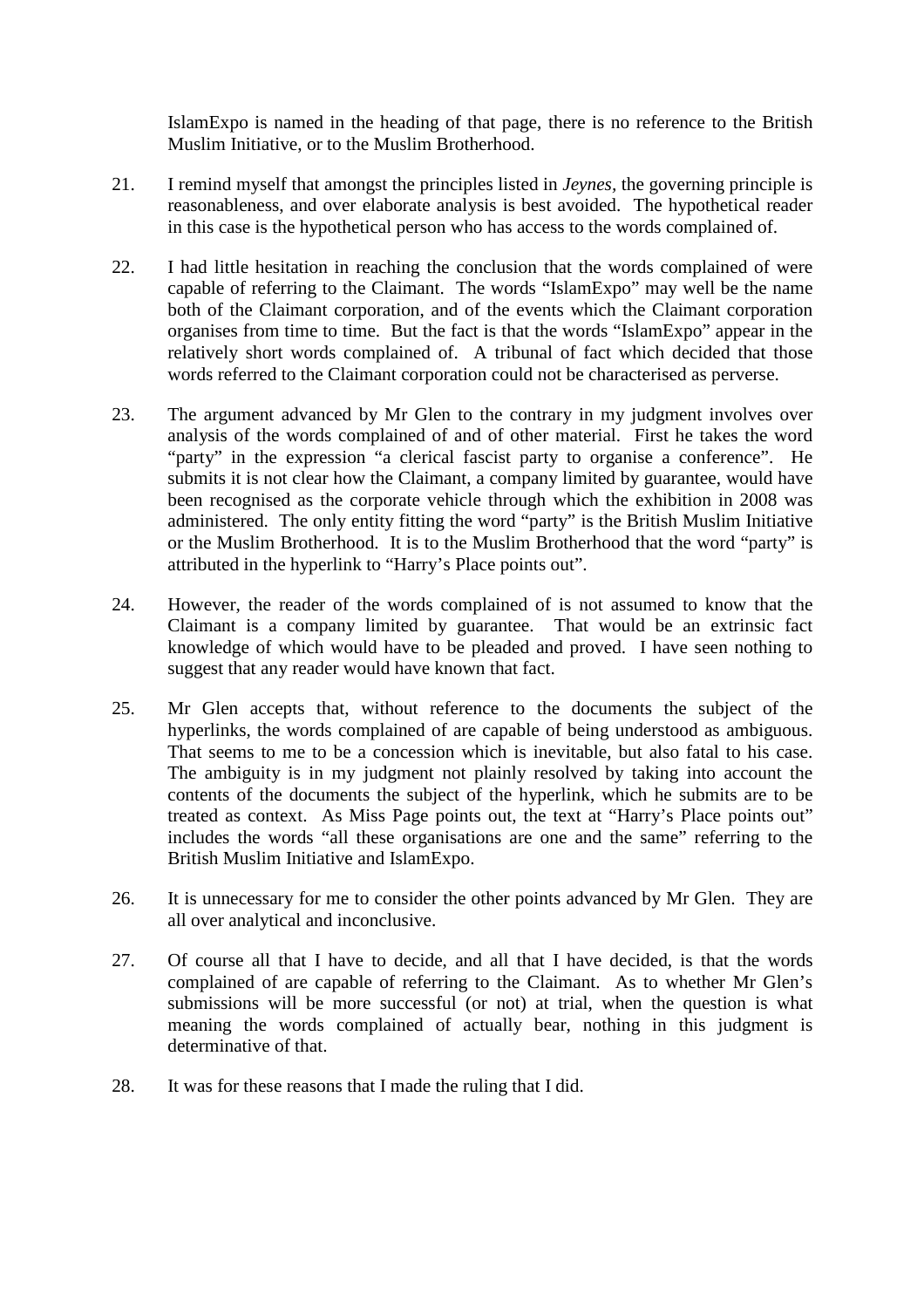IslamExpo is named in the heading of that page, there is no reference to the British Muslim Initiative, or to the Muslim Brotherhood.

21. I remind myself that amongst the principles listed in *Jeynes*, the governing principle is reasonableness, and over elaborate analysis is best avoided. The hypothetical reader in this case is the hypothetical person who has access to the words complained of.

22. I had little hesitation in reaching the conclusion that the words complained of were capable of referring to the Claimant. The words "IslamExpo" may well be the name both of the Claimant corporation, and of the events which the Claimant corporation organises from time to time. But the fact is that the words "IslamExpo" appear in the relatively short words complained of. A tribunal of fact which decided that those words referred to the Claimant corporation could not be characterised as perverse.

23. The argument advanced by Mr Glen to the contrary in my judgment involves over analysis of the words complained of and of other material. First he takes the word "party" in the expression "a clerical fascist party to organise a conference". He submits it is not clear how the Claimant, a company limited by guarantee, would have been recognised as the corporate vehicle through which the exhibition in 2008 was administered. The only entity fitting the word "party" is the British Muslim Initiative or the Muslim Brotherhood. It is to the Muslim Brotherhood that the word "party" is attributed in the hyperlink to "Harry's Place points out".

24. However, the reader of the words complained of is not assumed to know that the Claimant is a company limited by guarantee. That would be an extrinsic fact knowledge of which would have to be pleaded and proved. I have seen nothing to suggest that any reader would have known that fact.

25. Mr Glen accepts that, without reference to the documents the subject of the hyperlinks, the words complained of are capable of being understood as ambiguous. That seems to me to be a concession which is inevitable, but also fatal to his case. The ambiguity is in my judgment not plainly resolved by taking into account the contents of the documents the subject of the hyperlink, which he submits are to be treated as context. As Miss Page points out, the text at "Harry's Place points out" includes the words "all these organisations are one and the same" referring to the British Muslim Initiative and IslamExpo.

26. It is unnecessary for me to consider the other points advanced by Mr Glen. They are all over analytical and inconclusive.

27. Of course all that I have to decide, and all that I have decided, is that the words complained of are capable of referring to the Claimant. As to whether Mr Glen's submissions will be more successful (or not) at trial, when the question is what meaning the words complained of actually bear, nothing in this judgment is determinative of that.

28. It was for these reasons that I made the ruling that I did.